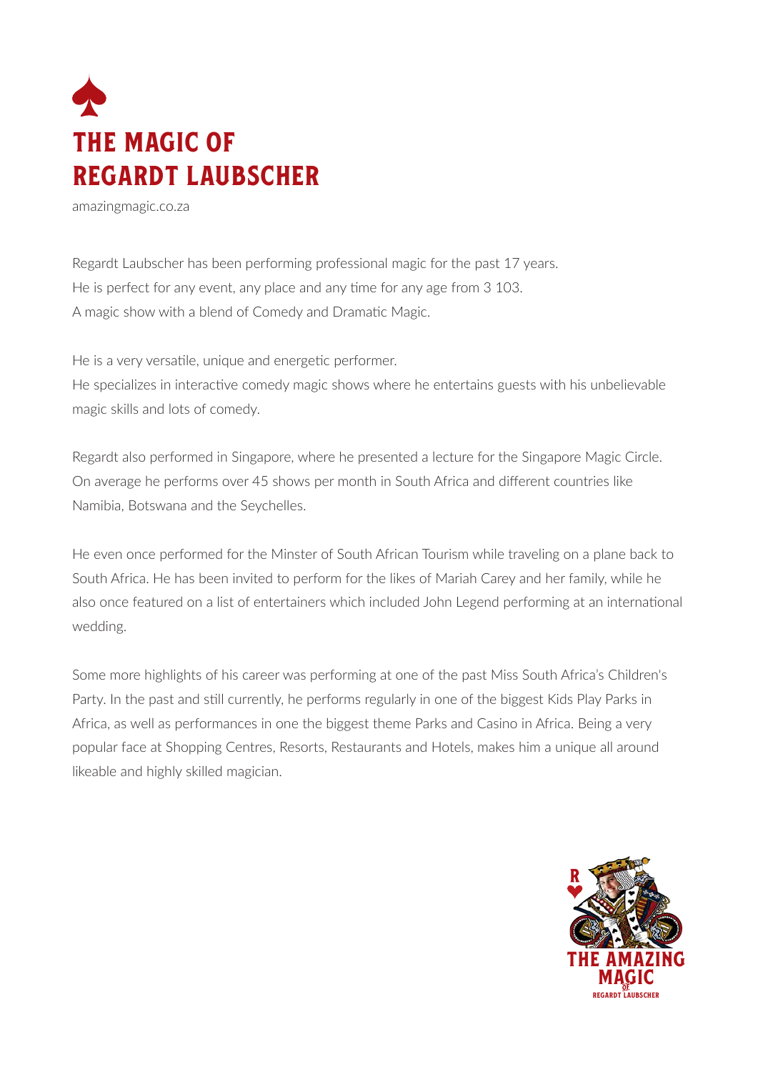# THE MAGIC OF REGARDT LAUBSCHER

amazingmagic.co.za

Regardt Laubscher has been performing professional magic for the past 17 years.
He is perfect for any event, any place and any time for any age from 3 103.
A magic show with a blend of Comedy and Dramatic Magic.

He is a very versatile, unique and energetic performer.
He specializes in interactive comedy magic shows where he entertains guests with his unbelievable magic skills and lots of comedy.

Regardt also performed in Singapore, where he presented a lecture for the Singapore Magic Circle.
On average he performs over 45 shows per month in South Africa and different countries like Namibia, Botswana and the Seychelles.

He even once performed for the Minster of South African Tourism while traveling on a plane back to South Africa. He has been invited to perform for the likes of Mariah Carey and her family, while he also once featured on a list of entertainers which included John Legend performing at an international wedding.

Some more highlights of his career was performing at one of the past Miss South Africa's Children's Party. In the past and still currently, he performs regularly in one of the biggest Kids Play Parks in Africa, as well as performances in one the biggest theme Parks and Casino in Africa. Being a very popular face at Shopping Centres, Resorts, Restaurants and Hotels, makes him a unique all around likeable and highly skilled magician.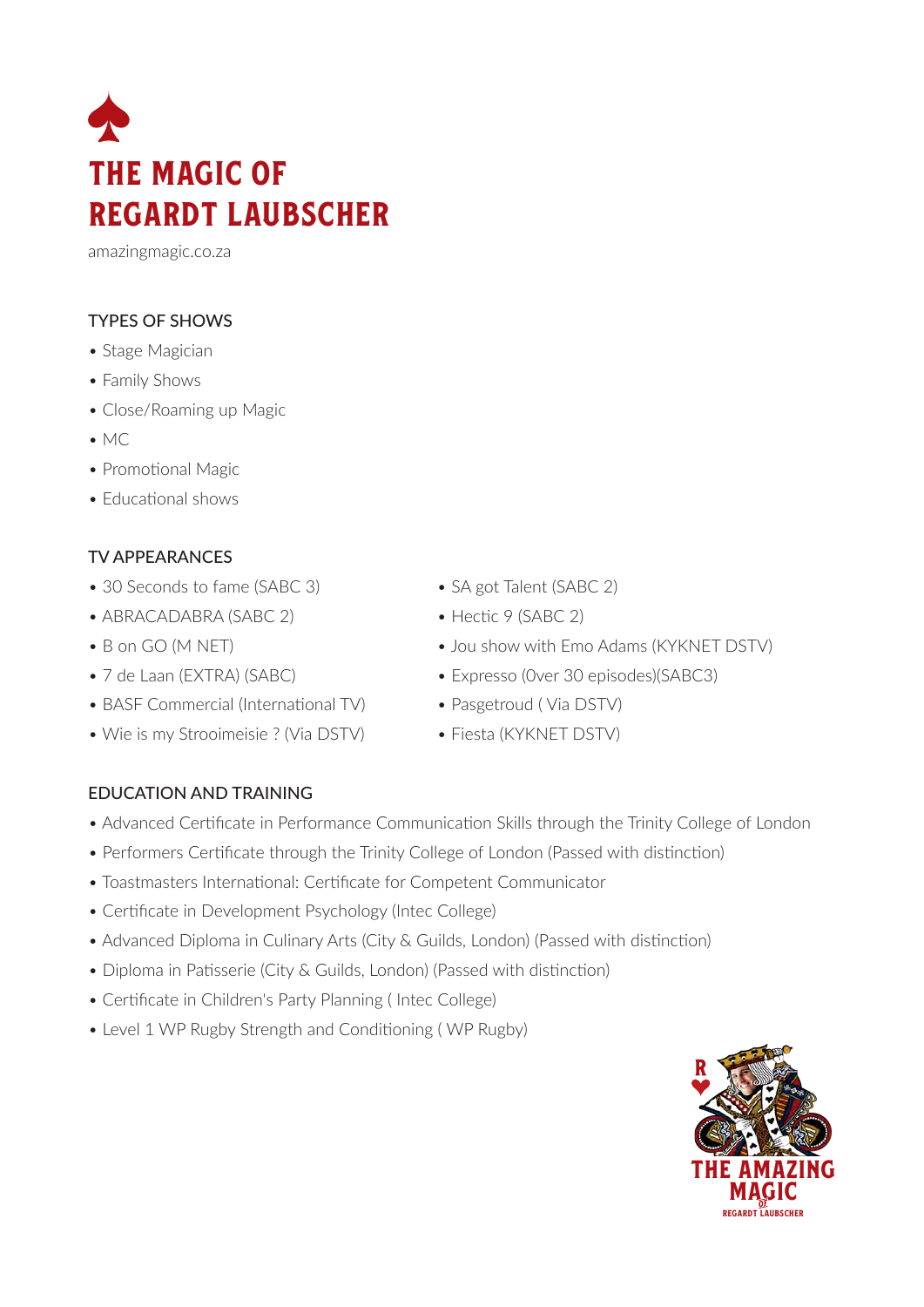# THE MAGIC OF REGARDT LAUBSCHER

amazingmagic.co.za

## TYPES OF SHOWS

- Stage Magician
- Family Shows
- Close/Roaming up Magic
- MC
- Promotional Magic
- Educational shows

## TV APPEARANCES

- 30 Seconds to fame (SABC 3)
- ABRACADABRA (SABC 2)
- B on GO (M NET)
- 7 de Laan (EXTRA) (SABC)
- BASF Commercial (International TV)
- Wie is my Strooimeisie ? (Via DSTV)
- SA got Talent (SABC 2)
- Hectic 9 (SABC 2)
- Jou show with Emo Adams (KYKNET DSTV)
- Expresso (0ver 30 episodes)(SABC3)
- Pasgetroud ( Via DSTV)
- Fiesta (KYKNET DSTV)

## EDUCATION AND TRAINING

- Advanced Certificate in Performance Communication Skills through the Trinity College of London
- Performers Certificate through the Trinity College of London (Passed with distinction)
- Toastmasters International: Certificate for Competent Communicator
- Certificate in Development Psychology (Intec College)
- Advanced Diploma in Culinary Arts (City & Guilds, London) (Passed with distinction)
- Diploma in Patisserie (City & Guilds, London) (Passed with distinction)
- Certificate in Children's Party Planning ( Intec College)
- Level 1 WP Rugby Strength and Conditioning ( WP Rugby)

THE AMAZING MAGIC OF REGARDT LAUBSCHER